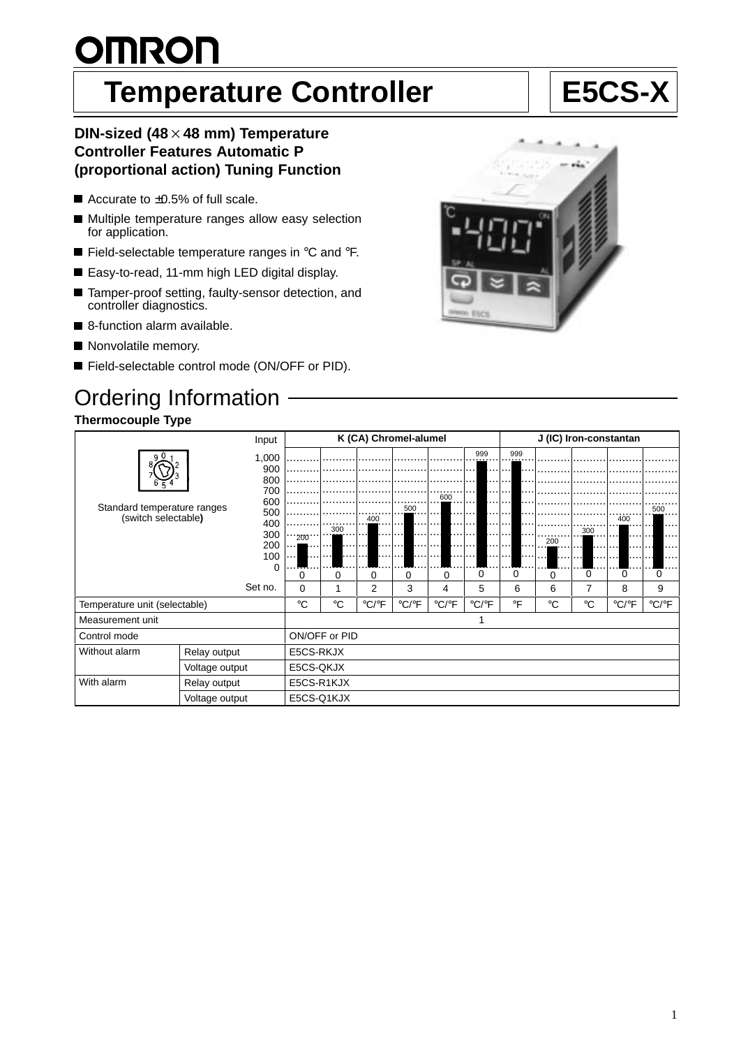# OMRON

## Temperature Controller — E5CS-X

### DIN-sized (48 × 48 mm) Temperature Controller Features Automatic P (proportional action) Tuning Function

- Accurate to ±0.5% of full scale.
- Multiple temperature ranges allow easy selection for application.
- Field-selectable temperature ranges in °C and °F.
- Easy-to-read, 11-mm high LED digital display.
- Tamper-proof setting, faulty-sensor detection, and controller diagnostics.
- 8-function alarm available.
- Nonvolatile memory.
- Field-selectable control mode (ON/OFF or PID).

## Ordering Information

**Thermocouple Type**

| Input | | K (CA) Chromel-alumel | | | | | | J (IC) Iron-constantan | | | | |
|---|---|---|---|---|---|---|---|---|---|---|---|---|
| Standard temperature ranges (switch selectable) | Range | 0 to 200 | 0 to 300 | 0 to 400 | 0 to 500 | 0 to 600 | 0 to 999 | 0 to 999 | 0 to 200 | 0 to 300 | 0 to 400 | 0 to 500 |
| | Set no. | 0 | 1 | 2 | 3 | 4 | 5 | 6 | 6 | 7 | 8 | 9 |
| Temperature unit (selectable) | | °C | °C | °C/°F | °C/°F | °C/°F | °C/°F | °F | °C | °C | °C/°F | °C/°F |
| Measurement unit | | 1 | | | | | | | | | | |
| Control mode | | ON/OFF or PID | | | | | | | | | | |
| Without alarm | Relay output | E5CS-RKJX | | | | | | | | | | |
| | Voltage output | E5CS-QKJX | | | | | | | | | | |
| With alarm | Relay output | E5CS-R1KJX | | | | | | | | | | |
| | Voltage output | E5CS-Q1KJX | | | | | | | | | | |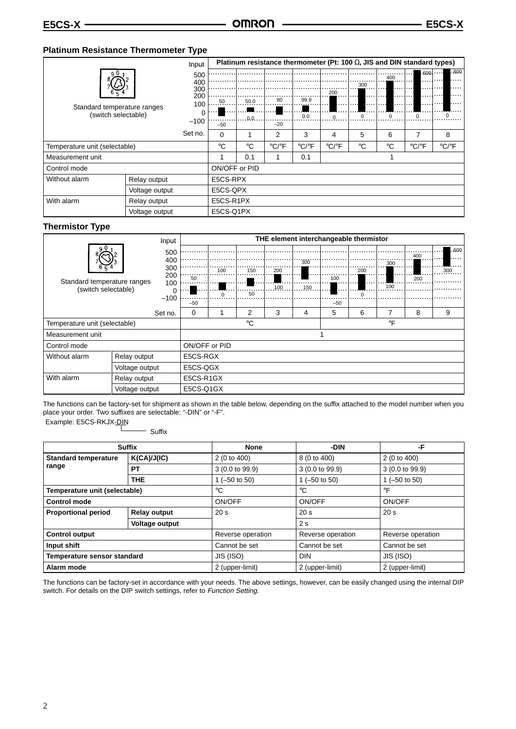### Platinum Resistance Thermometer Type

| Input | | Platinum resistance thermometer (Pt: 100 Ω, JIS and DIN standard types) | | | | | | | | |
|---|---|---|---|---|---|---|---|---|---|---|
| Standard temperature ranges (switch selectable) | | −50 to 50 | 0.0 to 50.0 | −20 to 80 | 0.0 to 99.9 | 0 to 200 | 0 to 300 | 0 to 400 | 0 to 600 | 0 to 800 |
| Set no. | | 0 | 1 | 2 | 3 | 4 | 5 | 6 | 7 | 8 |
| Temperature unit (selectable) | | °C | °C | °C/°F | °C/°F | °C/°F | °C | °C | °C/°F | °C/°F |
| Measurement unit | | 1 | 0.1 | 1 | 0.1 | 1 | | | | |
| Control mode | | ON/OFF or PID | | | | | | | | |
| Without alarm | Relay output | E5CS-RPX | | | | | | | | |
| | Voltage output | E5CS-QPX | | | | | | | | |
| With alarm | Relay output | E5CS-R1PX | | | | | | | | |
| | Voltage output | E5CS-Q1PX | | | | | | | | |

### Thermistor Type

| Input | | THE element interchangeable thermistor | | | | | | | | | |
|---|---|---|---|---|---|---|---|---|---|---|---|
| Standard temperature ranges (switch selectable) | | −50 to 50 | 0 to 100 | 50 to 150 | 100 to 200 | 150 to 300 | −50 to 100 | 0 to 200 | 100 to 300 | 200 to 400 | 300 to 600 |
| Set no. | | 0 | 1 | 2 | 3 | 4 | 5 | 6 | 7 | 8 | 9 |
| Temperature unit (selectable) | | °C | | | | | °F | | | | |
| Measurement unit | | 1 | | | | | | | | | |
| Control mode | | ON/OFF or PID | | | | | | | | | |
| Without alarm | Relay output | E5CS-RGX | | | | | | | | | |
| | Voltage output | E5CS-QGX | | | | | | | | | |
| With alarm | Relay output | E5CS-R1GX | | | | | | | | | |
| | Voltage output | E5CS-Q1GX | | | | | | | | | |

The functions can be factory-set for shipment as shown in the table below, depending on the suffix attached to the model number when you place your order. Two suffixes are selectable: "-DIN" or "-F".

Example: E5CS-RKJX-DIN (-DIN: Suffix)

| Suffix | | None | -DIN | -F |
|---|---|---|---|---|
| **Standard temperature range** | **K(CA)/J(IC)** | 2 (0 to 400) | 8 (0 to 400) | 2 (0 to 400) |
| | **PT** | 3 (0.0 to 99.9) | 3 (0.0 to 99.9) | 3 (0.0 to 99.9) |
| | **THE** | 1 (–50 to 50) | 1 (–50 to 50) | 1 (–50 to 50) |
| **Temperature unit (selectable)** | | °C | °C | °F |
| **Control mode** | | ON/OFF | ON/OFF | ON/OFF |
| **Proportional period** | **Relay output** | 20 s | 20 s | 20 s |
| | **Voltage output** | | 2 s | |
| **Control output** | | Reverse operation | Reverse operation | Reverse operation |
| **Input shift** | | Cannot be set | Cannot be set | Cannot be set |
| **Temperature sensor standard** | | JIS (ISO) | DIN | JIS (ISO) |
| **Alarm mode** | | 2 (upper-limit) | 2 (upper-limit) | 2 (upper-limit) |

The functions can be factory-set in accordance with your needs. The above settings, however, can be easily changed using the internal DIP switch. For details on the DIP switch settings, refer to *Function Setting.*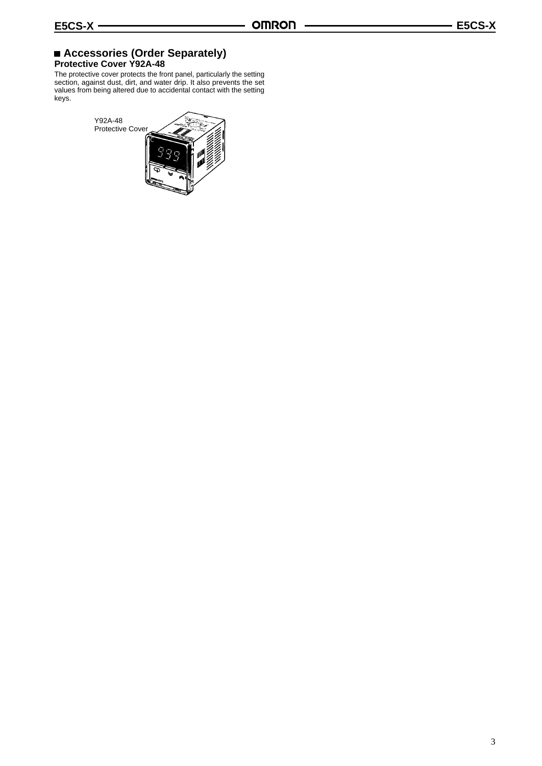## Accessories (Order Separately)

### Protective Cover Y92A-48

The protective cover protects the front panel, particularly the setting section, against dust, dirt, and water drip. It also prevents the set values from being altered due to accidental contact with the setting keys.

Y92A-48
Protective Cover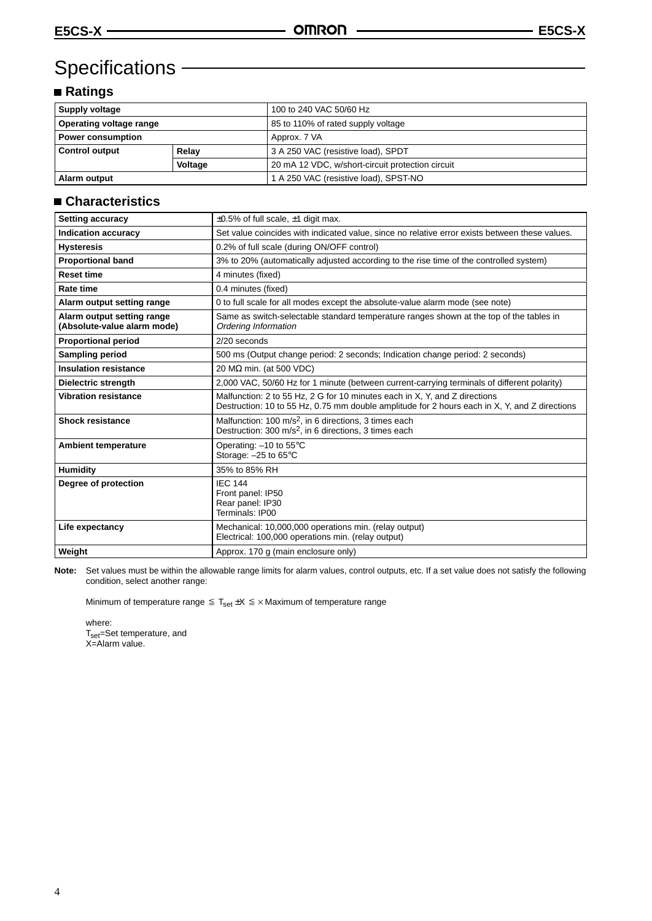# Specifications

## ■ Ratings

| Supply voltage | | 100 to 240 VAC 50/60 Hz |
|---|---|---|
| Operating voltage range | | 85 to 110% of rated supply voltage |
| Power consumption | | Approx. 7 VA |
| Control output | Relay | 3 A 250 VAC (resistive load), SPDT |
| | Voltage | 20 mA 12 VDC, w/short-circuit protection circuit |
| Alarm output | | 1 A 250 VAC (resistive load), SPST-NO |

## ■ Characteristics

| Setting accuracy | ±0.5% of full scale, ±1 digit max. |
|---|---|
| Indication accuracy | Set value coincides with indicated value, since no relative error exists between these values. |
| Hysteresis | 0.2% of full scale (during ON/OFF control) |
| Proportional band | 3% to 20% (automatically adjusted according to the rise time of the controlled system) |
| Reset time | 4 minutes (fixed) |
| Rate time | 0.4 minutes (fixed) |
| Alarm output setting range | 0 to full scale for all modes except the absolute-value alarm mode (see note) |
| Alarm output setting range (Absolute-value alarm mode) | Same as switch-selectable standard temperature ranges shown at the top of the tables in *Ordering Information* |
| Proportional period | 2/20 seconds |
| Sampling period | 500 ms (Output change period: 2 seconds; Indication change period: 2 seconds) |
| Insulation resistance | 20 MΩ min. (at 500 VDC) |
| Dielectric strength | 2,000 VAC, 50/60 Hz for 1 minute (between current-carrying terminals of different polarity) |
| Vibration resistance | Malfunction: 2 to 55 Hz, 2 G for 10 minutes each in X, Y, and Z directions<br>Destruction: 10 to 55 Hz, 0.75 mm double amplitude for 2 hours each in X, Y, and Z directions |
| Shock resistance | Malfunction: 100 $m/s^2$, in 6 directions, 3 times each<br>Destruction: 300 $m/s^2$, in 6 directions, 3 times each |
| Ambient temperature | Operating: –10 to 55°C<br>Storage: –25 to 65°C |
| Humidity | 35% to 85% RH |
| Degree of protection | IEC 144<br>Front panel: IP50<br>Rear panel: IP30<br>Terminals: IP00 |
| Life expectancy | Mechanical: 10,000,000 operations min. (relay output)<br>Electrical: 100,000 operations min. (relay output) |
| Weight | Approx. 170 g (main enclosure only) |

**Note:** Set values must be within the allowable range limits for alarm values, control outputs, etc. If a set value does not satisfy the following condition, select another range:

Minimum of temperature range $\leqq T_{set} \pm X \leqq \times$ Maximum of temperature range

where:
$T_{set}$=Set temperature, and
X=Alarm value.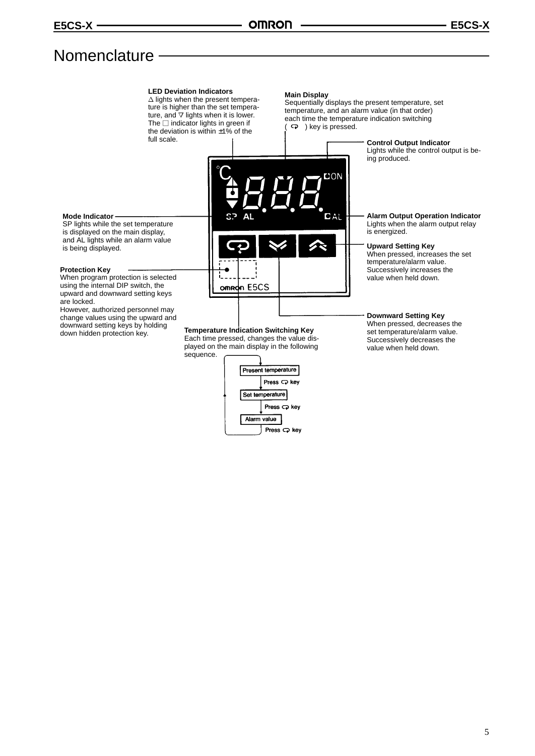# Nomenclature

**LED Deviation Indicators**
△ lights when the present temperature is higher than the set temperature, and ▽ lights when it is lower. The □ indicator lights in green if the deviation is within ±1% of the full scale.

**Main Display**
Sequentially displays the present temperature, set temperature, and an alarm value (in that order) each time the temperature indication switching ( ⟲ ) key is pressed.

**Control Output Indicator**
Lights while the control output is being produced.

**Mode Indicator**
SP lights while the set temperature is displayed on the main display, and AL lights while an alarm value is being displayed.

**Alarm Output Operation Indicator**
Lights when the alarm output relay is energized.

**Upward Setting Key**
When pressed, increases the set temperature/alarm value. Successively increases the value when held down.

**Protection Key**
When program protection is selected using the internal DIP switch, the upward and downward setting keys are locked.
However, authorized personnel may change values using the upward and downward setting keys by holding down hidden protection key.

**Downward Setting Key**
When pressed, decreases the set temperature/alarm value. Successively decreases the value when held down.

**Temperature Indication Switching Key**
Each time pressed, changes the value displayed on the main display in the following sequence.

Present temperature → Press ⟲ key → Set temperature → Press ⟲ key → Alarm value → Press ⟲ key → (back to Present temperature)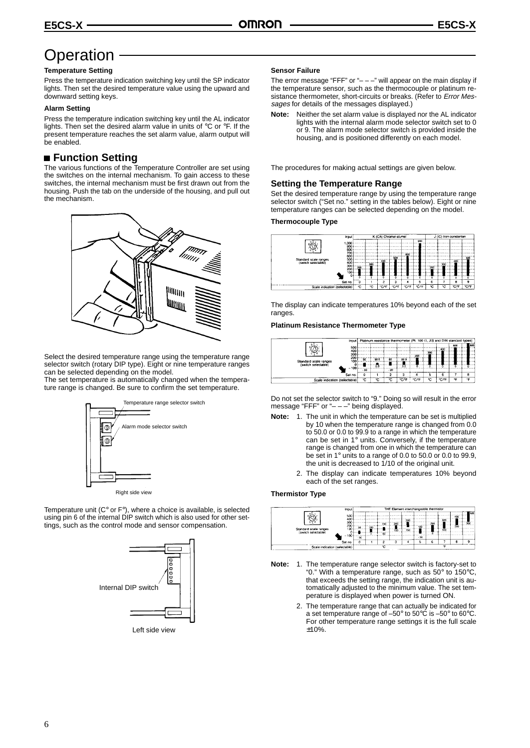# Operation

**Temperature Setting**

Press the temperature indication switching key until the SP indicator lights. Then set the desired temperature value using the upward and downward setting keys.

**Alarm Setting**

Press the temperature indication switching key until the AL indicator lights. Then set the desired alarm value in units of °C or °F. If the present temperature reaches the set alarm value, alarm output will be enabled.

## ■ Function Setting

The various functions of the Temperature Controller are set using the switches on the internal mechanism. To gain access to these switches, the internal mechanism must be first drawn out from the housing. Push the tab on the underside of the housing, and pull out the mechanism.

Select the desired temperature range using the temperature range selector switch (rotary DIP type). Eight or nine temperature ranges can be selected depending on the model.

The set temperature is automatically changed when the temperature range is changed. Be sure to confirm the set temperature.

Temperature range selector switch

Alarm mode selector switch

Right side view

Temperature unit (C° or F°), where a choice is available, is selected using pin 6 of the internal DIP switch which is also used for other settings, such as the control mode and sensor compensation.

Internal DIP switch

Left side view

**Sensor Failure**

The error message "FFF" or "– – –" will appear on the main display if the temperature sensor, such as the thermocouple or platinum resistance thermometer, short-circuits or breaks. (Refer to *Error Messages* for details of the messages displayed.)

**Note:** Neither the set alarm value is displayed nor the AL indicator lights with the internal alarm mode selector switch set to 0 or 9. The alarm mode selector switch is provided inside the housing, and is positioned differently on each model.

The procedures for making actual settings are given below.

### Setting the Temperature Range

Set the desired temperature range by using the temperature range selector switch ("Set no." setting in the tables below). Eight or nine temperature ranges can be selected depending on the model.

**Thermocouple Type**

| Input | K (CA) Chromel-alumel | | | | | | J (IC) Iron-constantan | | | |
|---|---|---|---|---|---|---|---|---|---|---|
| Standard scale ranges (switch selectable) | 0 to 200 | 0 to 300 | 0 to 400 | 0 to 500 | 0 to 600 | 0 to 999 | 0 to 200 | 0 to 300 | 0 to 400 | 0 to 500 |
| Set no. | 0 | 1 | 2 | 3 | 4 | 5 | 6 | 7 | 8 | 9 |
| Scale indication (selectable) | °C | °C | °C/°F | °C/°F | °C/°F | °C/°F | °C | °C | °C/°F | °C/°F |

The display can indicate temperatures 10% beyond each of the set ranges.

**Platinum Resistance Thermometer Type**

| Input | Platinum resistance thermometer (Pt. 100 Ω, JIS and DIN standard types) | | | | | | | | |
|---|---|---|---|---|---|---|---|---|---|
| Standard scale ranges (switch selectable) | –50 to 50 | 0.0 to 50.0 | –20 to 80 | 0.0 to 99.9 | 0 to 200 | 0 to 300 | 0 to 400 | 0 to 600 | 0 to 800 |
| Set no. | 0 | 1 | 2 | 3 | 4 | 5 | 6 | 7 | 8 |
| Scale indication (selectable) | °C | °C | °C | °C/°F | °C/°F | °C | °C/°F | °F | °F |

Do not set the selector switch to "9." Doing so will result in the error message "FFF" or "– – –" being displayed.

**Note:**
1. The unit in which the temperature can be set is multiplied by 10 when the temperature range is changed from 0.0 to 50.0 or 0.0 to 99.9 to a range in which the temperature can be set in 1° units. Conversely, if the temperature range is changed from one in which the temperature can be set in 1° units to a range of 0.0 to 50.0 or 0.0 to 99.9, the unit is decreased to 1/10 of the original unit.
2. The display can indicate temperatures 10% beyond each of the set ranges.

**Thermistor Type**

| Input | THE Element interchangeable thermistor | | | | | | | | | |
|---|---|---|---|---|---|---|---|---|---|---|
| Standard scale ranges (switch selectable) | –50 to 50 | 0 to 100 | 50 to 150 | 100 to 200 | 150 to 300 | –50 to 100 | 0 to 200 | 100 to 300 | 200 to 400 | 300 to 500 |
| Set no. | 0 | 1 | 2 | 3 | 4 | 5 | 6 | 7 | 8 | 9 |
| Scale indication (selectable) | °C | | | | | °F | | | | |

**Note:**
1. The temperature range selector switch is factory-set to "0." With a temperature range, such as 50° to 150°C, that exceeds the setting range, the indication unit is automatically adjusted to the minimum value. The set temperature is displayed when power is turned ON.
2. The temperature range that can actually be indicated for a set temperature range of –50° to 50°C is –50° to 60°C. For other temperature range settings it is the full scale ±10%.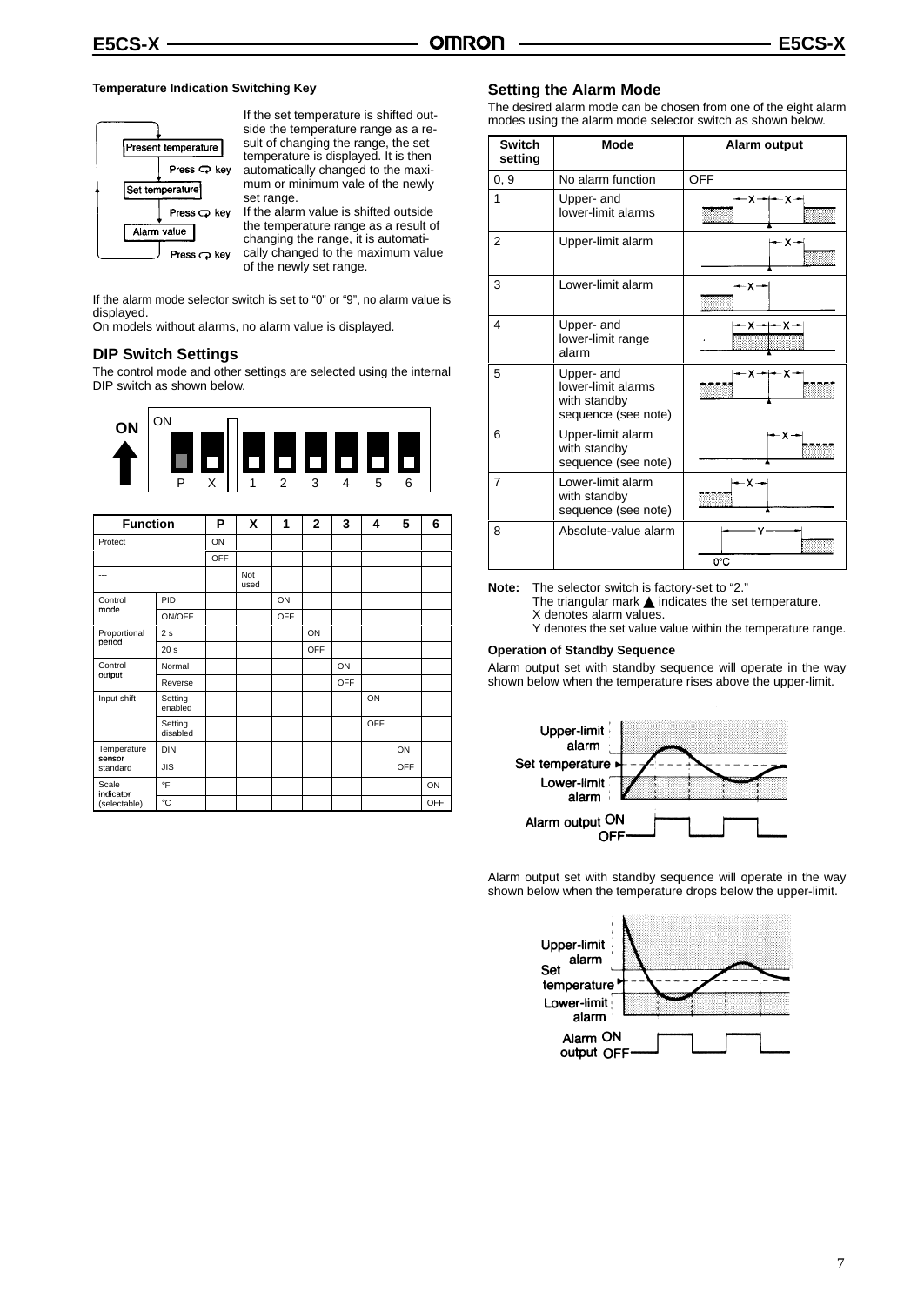### Temperature Indication Switching Key

Present temperature
Press key
Set temperature
Press key
Alarm value
Press key

If the set temperature is shifted outside the temperature range as a result of changing the range, the set temperature is displayed. It is then automatically changed to the maximum or minimum vale of the newly set range.
If the alarm value is shifted outside the temperature range as a result of changing the range, it is automatically changed to the maximum value of the newly set range.

If the alarm mode selector switch is set to "0" or "9", no alarm value is displayed.
On models without alarms, no alarm value is displayed.

## DIP Switch Settings

The control mode and other settings are selected using the internal DIP switch as shown below.

ON | P X | 1 2 3 4 5 6

| Function | | P | X | 1 | 2 | 3 | 4 | 5 | 6 |
|---|---|---|---|---|---|---|---|---|---|
| Protect | | ON | | | | | | | |
| | | OFF | | | | | | | |
| --- | | | Not used | | | | | | |
| Control mode | PID | | | ON | | | | | |
| | ON/OFF | | | OFF | | | | | |
| Proportional period | 2 s | | | | ON | | | | |
| | 20 s | | | | OFF | | | | |
| Control output | Normal | | | | | ON | | | |
| | Reverse | | | | | OFF | | | |
| Input shift | Setting enabled | | | | | | ON | | |
| | Setting disabled | | | | | | OFF | | |
| Temperature sensor standard | DIN | | | | | | | ON | |
| | JIS | | | | | | | OFF | |
| Scale indicator (selectable) | °F | | | | | | | | ON |
| | °C | | | | | | | | OFF |

## Setting the Alarm Mode

The desired alarm mode can be chosen from one of the eight alarm modes using the alarm mode selector switch as shown below.

| Switch setting | Mode | Alarm output |
|---|---|---|
| 0, 9 | No alarm function | OFF |
| 1 | Upper- and lower-limit alarms | |
| 2 | Upper-limit alarm | |
| 3 | Lower-limit alarm | |
| 4 | Upper- and lower-limit range alarm | |
| 5 | Upper- and lower-limit alarms with standby sequence (see note) | |
| 6 | Upper-limit alarm with standby sequence (see note) | |
| 7 | Lower-limit alarm with standby sequence (see note) | |
| 8 | Absolute-value alarm | 0°C |

**Note:** The selector switch is factory-set to "2."
The triangular mark ▲ indicates the set temperature.
X denotes alarm values.
Y denotes the set value value within the temperature range.

### Operation of Standby Sequence

Alarm output set with standby sequence will operate in the way shown below when the temperature rises above the upper-limit.

Upper-limit alarm
Set temperature
Lower-limit alarm
Alarm output ON
OFF

Alarm output set with standby sequence will operate in the way shown below when the temperature drops below the upper-limit.

Upper-limit alarm
Set temperature
Lower-limit alarm
Alarm output ON
OFF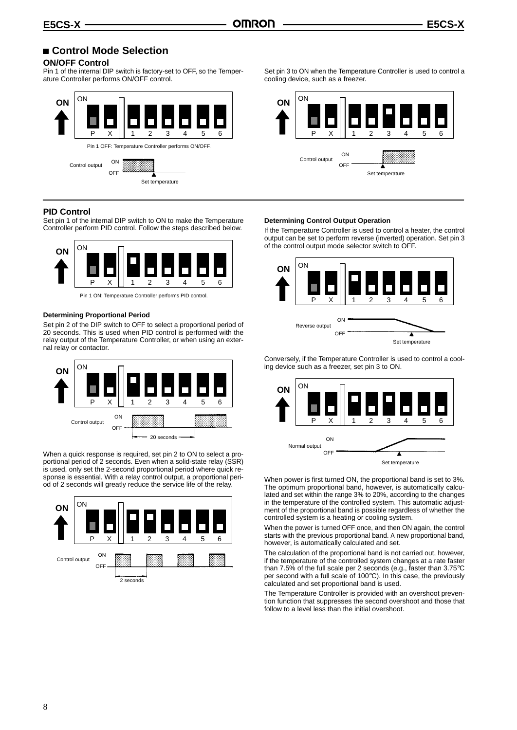## Control Mode Selection

### ON/OFF Control

Pin 1 of the internal DIP switch is factory-set to OFF, so the Temperature Controller performs ON/OFF control.

Pin 1 OFF: Temperature Controller performs ON/OFF.

Set pin 3 to ON when the Temperature Controller is used to control a cooling device, such as a freezer.

### PID Control

Set pin 1 of the internal DIP switch to ON to make the Temperature Controller perform PID control. Follow the steps described below.

Pin 1 ON: Temperature Controller performs PID control.

#### Determining Proportional Period

Set pin 2 of the DIP switch to OFF to select a proportional period of 20 seconds. This is used when PID control is performed with the relay output of the Temperature Controller, or when using an external relay or contactor.

When a quick response is required, set pin 2 to ON to select a proportional period of 2 seconds. Even when a solid-state relay (SSR) is used, only set the 2-second proportional period where quick response is essential. With a relay control output, a proportional period of 2 seconds will greatly reduce the service life of the relay.

#### Determining Control Output Operation

If the Temperature Controller is used to control a heater, the control output can be set to perform reverse (inverted) operation. Set pin 3 of the control output mode selector switch to OFF.

Conversely, if the Temperature Controller is used to control a cooling device such as a freezer, set pin 3 to ON.

When power is first turned ON, the proportional band is set to 3%. The optimum proportional band, however, is automatically calculated and set within the range 3% to 20%, according to the changes in the temperature of the controlled system. This automatic adjustment of the proportional band is possible regardless of whether the controlled system is a heating or cooling system.

When the power is turned OFF once, and then ON again, the control starts with the previous proportional band. A new proportional band, however, is automatically calculated and set.

The calculation of the proportional band is not carried out, however, if the temperature of the controlled system changes at a rate faster than 7.5% of the full scale per 2 seconds (e.g., faster than 3.75°C per second with a full scale of 100°C). In this case, the previously calculated and set proportional band is used.

The Temperature Controller is provided with an overshoot prevention function that suppresses the second overshoot and those that follow to a level less than the initial overshoot.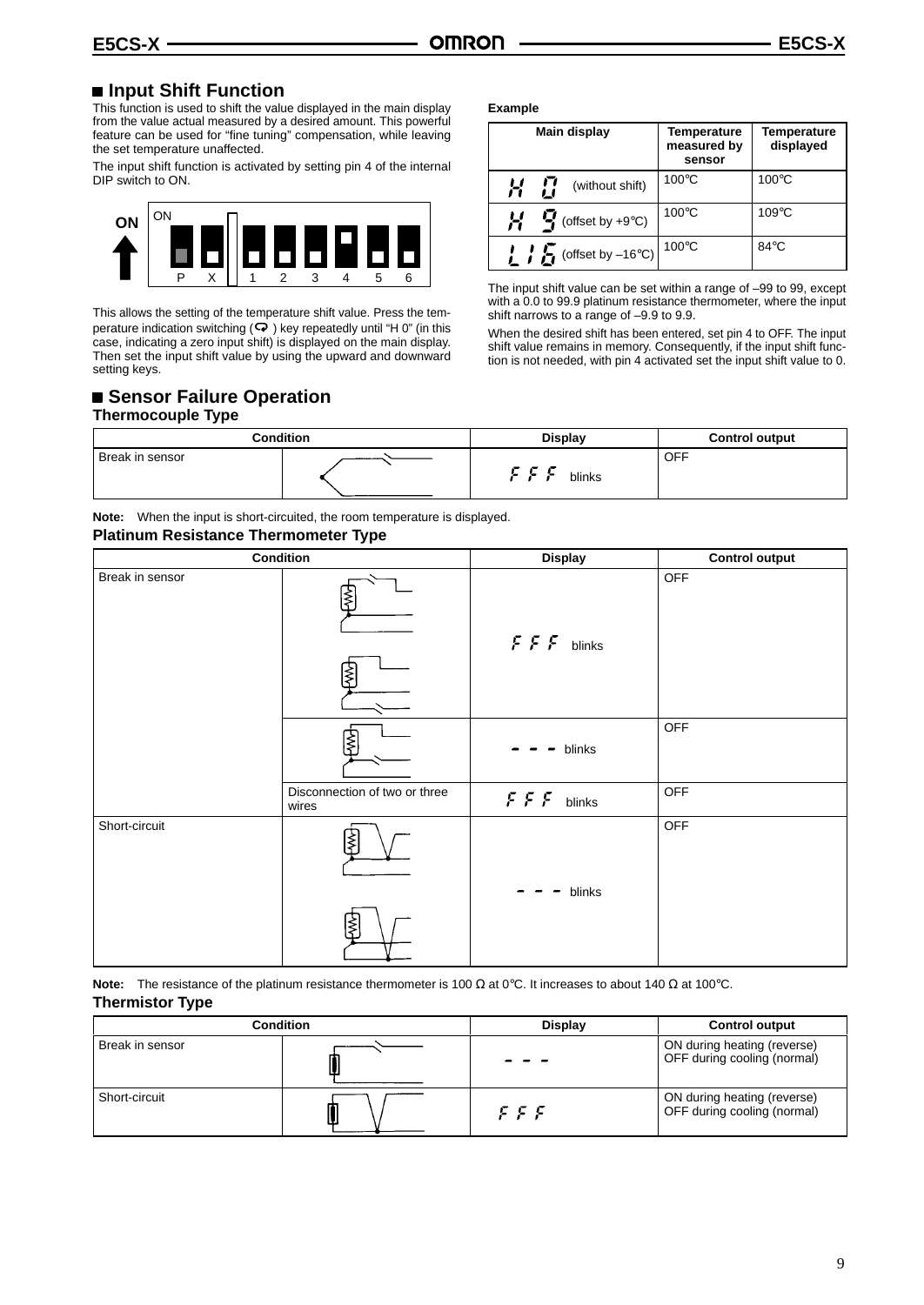## ■ Input Shift Function

This function is used to shift the value displayed in the main display from the value actual measured by a desired amount. This powerful feature can be used for "fine tuning" compensation, while leaving the set temperature unaffected.

The input shift function is activated by setting pin 4 of the internal DIP switch to ON.

ON ↑ | ON | P X | 1 2 3 4 5 6

This allows the setting of the temperature shift value. Press the temperature indication switching ( ) key repeatedly until "H 0" (in this case, indicating a zero input shift) is displayed on the main display. Then set the input shift value by using the upward and downward setting keys.

**Example**

| Main display | Temperature measured by sensor | Temperature displayed |
|---|---|---|
| H 0 (without shift) | 100°C | 100°C |
| H 9 (offset by +9°C) | 100°C | 109°C |
| L16 (offset by –16°C) | 100°C | 84°C |

The input shift value can be set within a range of –99 to 99, except with a 0.0 to 99.9 platinum resistance thermometer, where the input shift narrows to a range of –9.9 to 9.9.

When the desired shift has been entered, set pin 4 to OFF. The input shift value remains in memory. Consequently, if the input shift function is not needed, with pin 4 activated set the input shift value to 0.

## ■ Sensor Failure Operation

### Thermocouple Type

| Condition | | Display | Control output |
|---|---|---|---|
| Break in sensor | | FFF blinks | OFF |

**Note:** When the input is short-circuited, the room temperature is displayed.

### Platinum Resistance Thermometer Type

| Condition | | Display | Control output |
|---|---|---|---|
| Break in sensor | | FFF blinks | OFF |
| | | – – – blinks | OFF |
| | Disconnection of two or three wires | FFF blinks | OFF |
| Short-circuit | | – – – blinks | OFF |

**Note:** The resistance of the platinum resistance thermometer is 100 Ω at 0°C. It increases to about 140 Ω at 100°C.

### Thermistor Type

| Condition | | Display | Control output |
|---|---|---|---|
| Break in sensor | | – – – | ON during heating (reverse)<br>OFF during cooling (normal) |
| Short-circuit | | FFF | ON during heating (reverse)<br>OFF during cooling (normal) |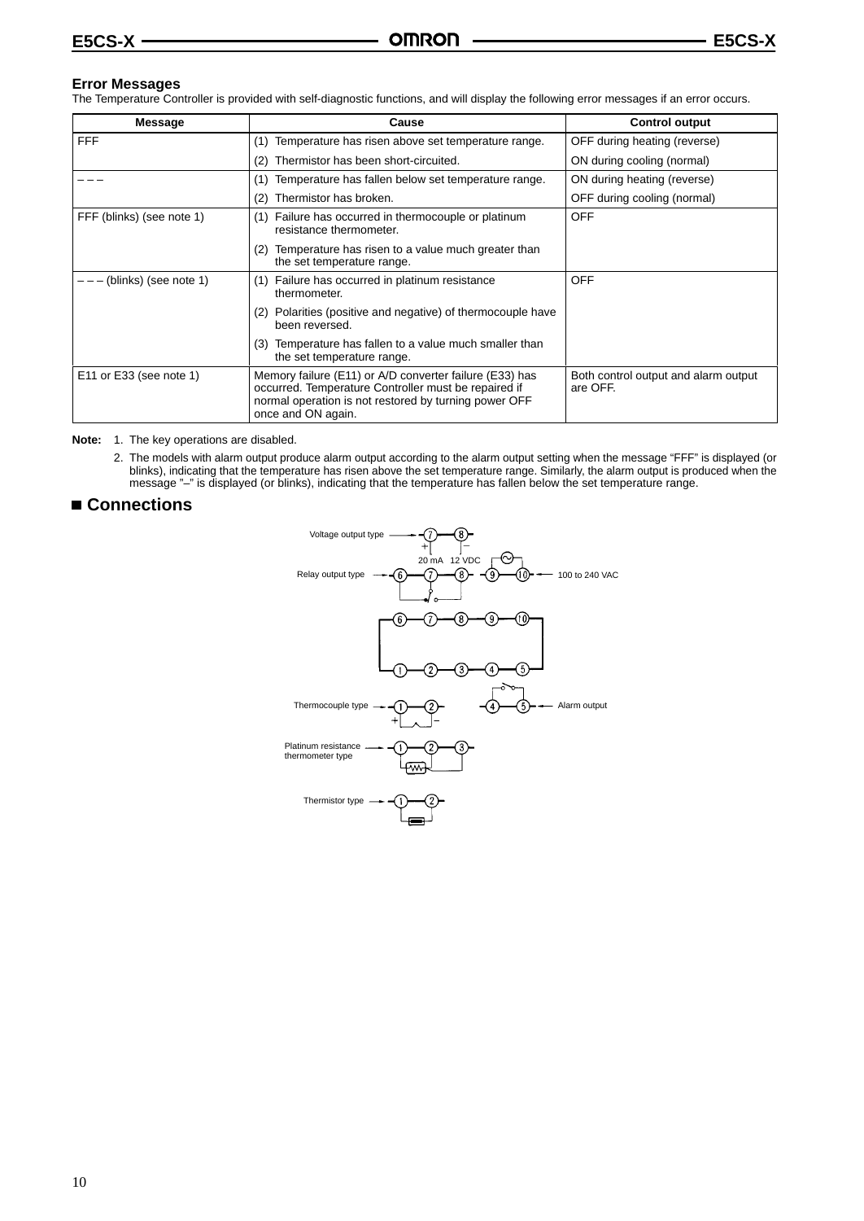### Error Messages

The Temperature Controller is provided with self-diagnostic functions, and will display the following error messages if an error occurs.

| Message | Cause | Control output |
|---|---|---|
| FFF | (1) Temperature has risen above set temperature range. | OFF during heating (reverse) |
| | (2) Thermistor has been short-circuited. | ON during cooling (normal) |
| – – – | (1) Temperature has fallen below set temperature range. | ON during heating (reverse) |
| | (2) Thermistor has broken. | OFF during cooling (normal) |
| FFF (blinks) (see note 1) | (1) Failure has occurred in thermocouple or platinum resistance thermometer. | OFF |
| | (2) Temperature has risen to a value much greater than the set temperature range. | |
| – – – (blinks) (see note 1) | (1) Failure has occurred in platinum resistance thermometer. | OFF |
| | (2) Polarities (positive and negative) of thermocouple have been reversed. | |
| | (3) Temperature has fallen to a value much smaller than the set temperature range. | |
| E11 or E33 (see note 1) | Memory failure (E11) or A/D converter failure (E33) has occurred. Temperature Controller must be repaired if normal operation is not restored by turning power OFF once and ON again. | Both control output and alarm output are OFF. |

**Note:** 1. The key operations are disabled.

2. The models with alarm output produce alarm output according to the alarm output setting when the message “FFF” is displayed (or blinks), indicating that the temperature has risen above the set temperature range. Similarly, the alarm output is produced when the message ”–” is displayed (or blinks), indicating that the temperature has fallen below the set temperature range.

## ■ Connections

Voltage output type — 7 (+), 8 (–): 20 mA 12 VDC

Relay output type — 6, 7, 8

9, 10 — 100 to 240 VAC

Alarm output — 4, 5

Thermocouple type — 1 (+), 2 (–)

Platinum resistance thermometer type — 1, 2, 3

Thermistor type — 1, 2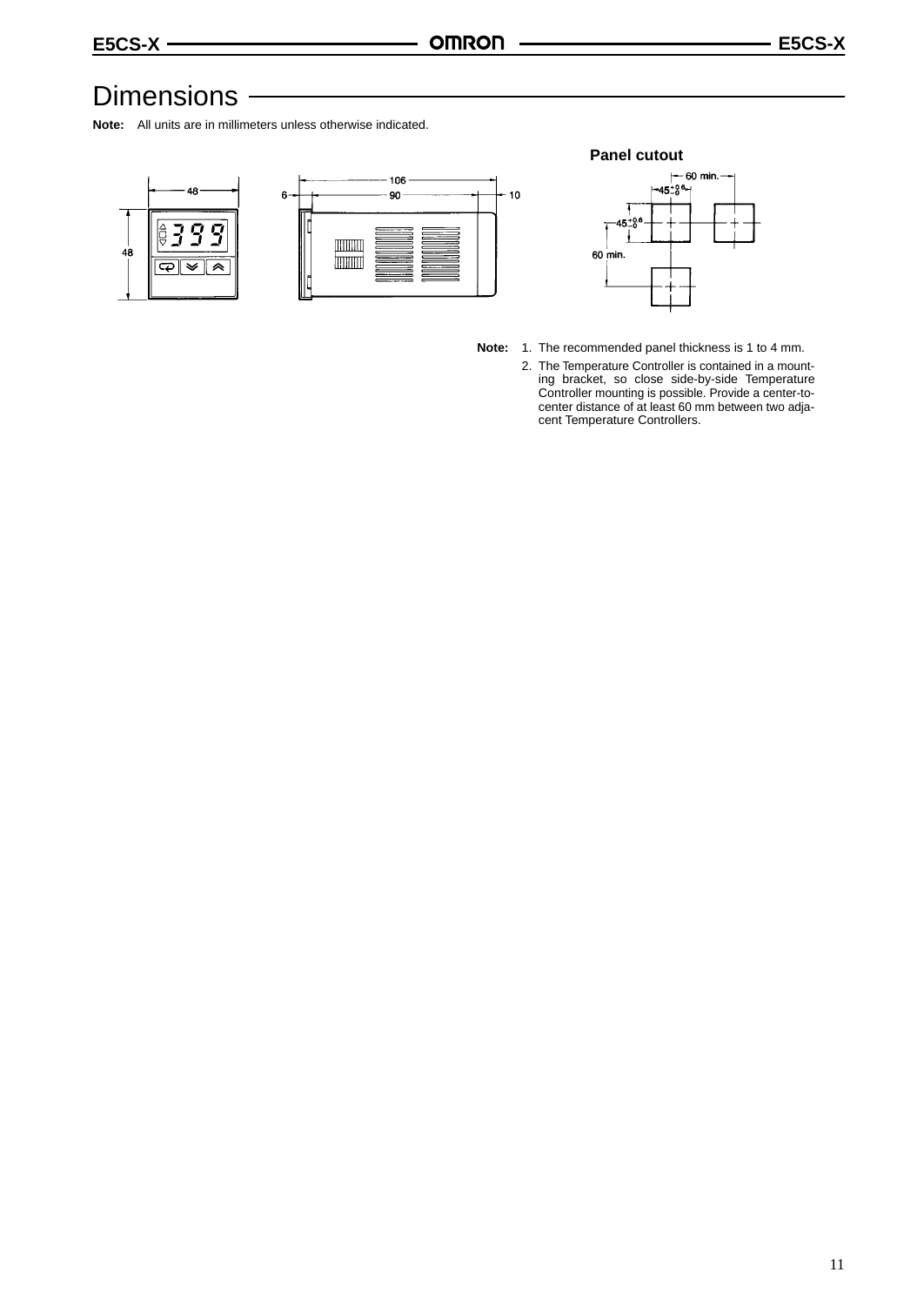# Dimensions

**Note:** All units are in millimeters unless otherwise indicated.

**Panel cutout**

**Note:**
1. The recommended panel thickness is 1 to 4 mm.
2. The Temperature Controller is contained in a mounting bracket, so close side-by-side Temperature Controller mounting is possible. Provide a center-to-center distance of at least 60 mm between two adjacent Temperature Controllers.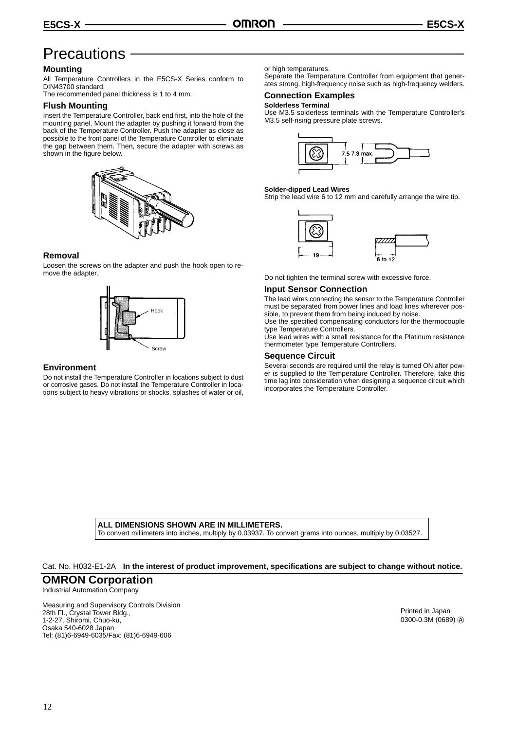# Precautions

## Mounting

All Temperature Controllers in the E5CS-X Series conform to DIN43700 standard.
The recommended panel thickness is 1 to 4 mm.

## Flush Mounting

Insert the Temperature Controller, back end first, into the hole of the mounting panel. Mount the adapter by pushing it forward from the back of the Temperature Controller. Push the adapter as close as possible to the front panel of the Temperature Controller to eliminate the gap between them. Then, secure the adapter with screws as shown in the figure below.

## Removal

Loosen the screws on the adapter and push the hook open to remove the adapter.

Hook

Screw

## Environment

Do not install the Temperature Controller in locations subject to dust or corrosive gases. Do not install the Temperature Controller in locations subject to heavy vibrations or shocks, splashes of water or oil, or high temperatures.
Separate the Temperature Controller from equipment that generates strong, high-frequency noise such as high-frequency welders.

## Connection Examples

**Solderless Terminal**

Use M3.5 solderless terminals with the Temperature Controller's M3.5 self-rising pressure plate screws.

7.5 7.3 max.

**Solder-dipped Lead Wires**

Strip the lead wire 6 to 12 mm and carefully arrange the wire tip.

19

6 to 12

Do not tighten the terminal screw with excessive force.

## Input Sensor Connection

The lead wires connecting the sensor to the Temperature Controller must be separated from power lines and load lines wherever possible, to prevent them from being induced by noise.
Use the specified compensating conductors for the thermocouple type Temperature Controllers.
Use lead wires with a small resistance for the Platinum resistance thermometer type Temperature Controllers.

## Sequence Circuit

Several seconds are required until the relay is turned ON after power is supplied to the Temperature Controller. Therefore, take this time lag into consideration when designing a sequence circuit which incorporates the Temperature Controller.

**ALL DIMENSIONS SHOWN ARE IN MILLIMETERS.**
To convert millimeters into inches, multiply by 0.03937. To convert grams into ounces, multiply by 0.03527.

Cat. No. H032-E1-2A **In the interest of product improvement, specifications are subject to change without notice.**

**OMRON Corporation**
Industrial Automation Company

Measuring and Supervisory Controls Division
28th Fl., Crystal Tower Bldg.,
1-2-27, Shiromi, Chuo-ku,
Osaka 540-6028 Japan
Tel: (81)6-6949-6035/Fax: (81)6-6949-606

Printed in Japan
0300-0.3M (0689) Ⓐ